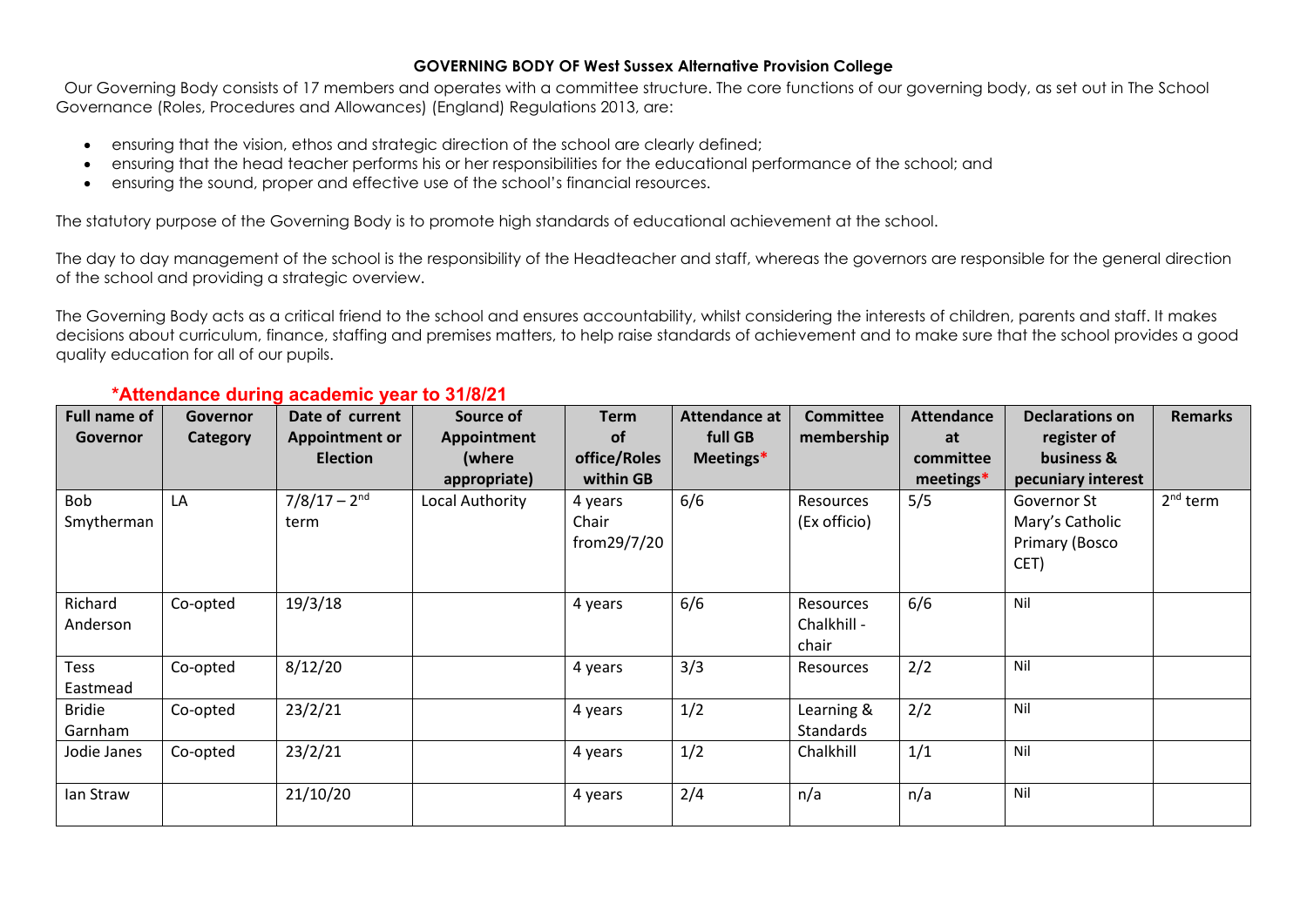**GOVERNING BODY OF West Sussex Alternative Provision College**

Our Governing Body consists of 17 members and operates with a committee structure. The core functions of our governing body, as set out in The School Governance (Roles, Procedures and Allowances) (England) Regulations 2013, are:

- ensuring that the vision, ethos and strategic direction of the school are clearly defined;
- ensuring that the head teacher performs his or her responsibilities for the educational performance of the school; and
- ensuring the sound, proper and effective use of the school's financial resources.

The statutory purpose of the Governing Body is to promote high standards of educational achievement at the school.

The day to day management of the school is the responsibility of the Headteacher and staff, whereas the governors are responsible for the general direction of the school and providing a strategic overview.

The Governing Body acts as a critical friend to the school and ensures accountability, whilst considering the interests of children, parents and staff. It makes decisions about curriculum, finance, staffing and premises matters, to help raise standards of achievement and to make sure that the school provides a good quality education for all of our pupils.

**\*Attendance during academic year to 31/8/21**

| Full name of Governor | Governor Category | Date of current Appointment or Election | Source of Appointment (where appropriate) | Term of office/Roles within GB | Attendance at full GB Meetings* | Committee membership | Attendance at committee meetings* | Declarations on register of business & pecuniary interest | Remarks |
|---|---|---|---|---|---|---|---|---|---|
| Bob Smytherman | LA | 7/8/17 – 2nd term | Local Authority | 4 years Chair from29/7/20 | 6/6 | Resources (Ex officio) | 5/5 | Governor St Mary's Catholic Primary (Bosco CET) | 2nd term |
| Richard Anderson | Co-opted | 19/3/18 | | 4 years | 6/6 | Resources Chalkhill - chair | 6/6 | Nil | |
| Tess Eastmead | Co-opted | 8/12/20 | | 4 years | 3/3 | Resources | 2/2 | Nil | |
| Bridie Garnham | Co-opted | 23/2/21 | | 4 years | 1/2 | Learning & Standards | 2/2 | Nil | |
| Jodie Janes | Co-opted | 23/2/21 | | 4 years | 1/2 | Chalkhill | 1/1 | Nil | |
| Ian Straw | | 21/10/20 | | 4 years | 2/4 | n/a | n/a | Nil | |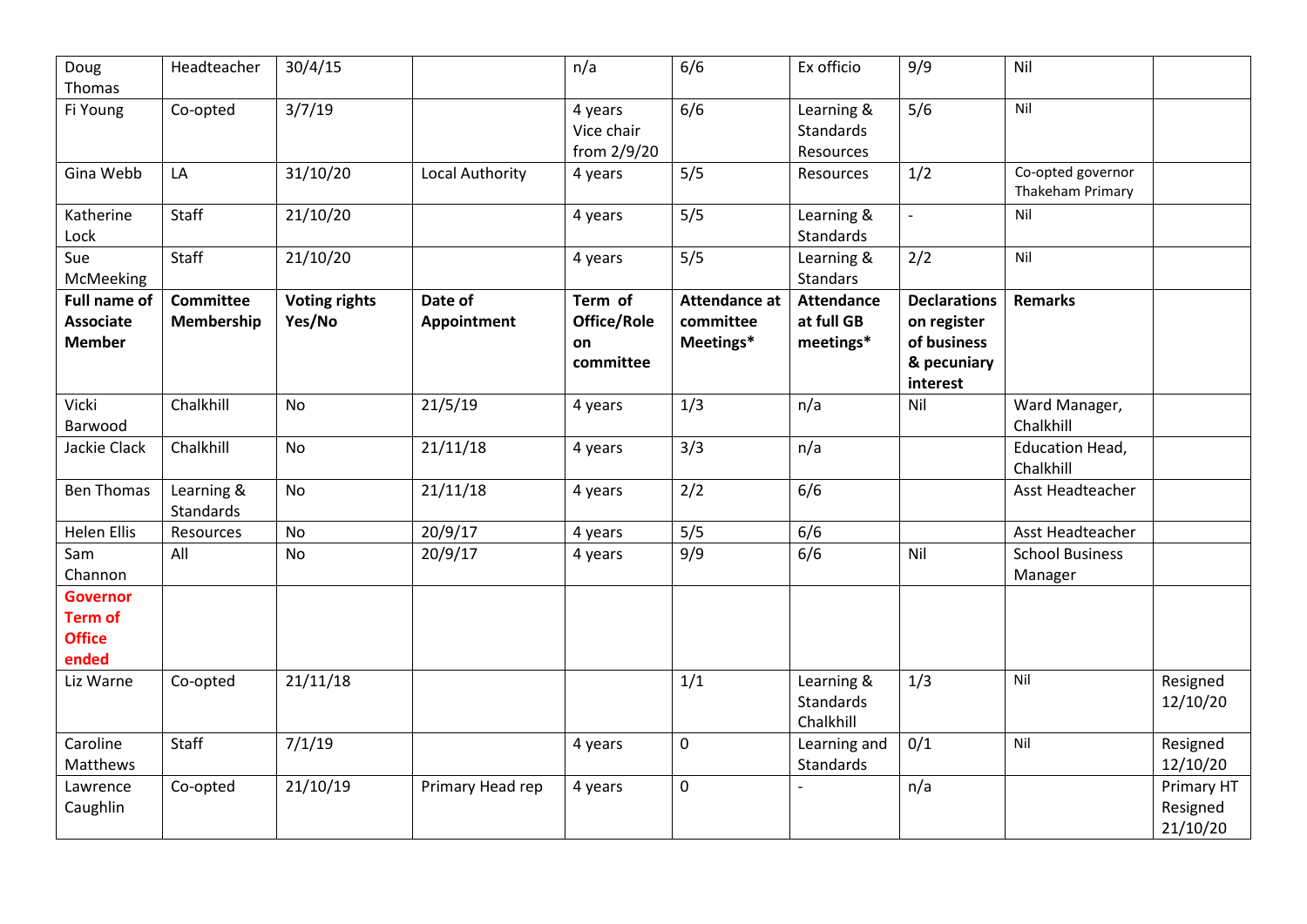| | | | | | | | | | |
|---|---|---|---|---|---|---|---|---|---|
| Doug Thomas | Headteacher | 30/4/15 | | n/a | 6/6 | Ex officio | 9/9 | Nil | |
| Fi Young | Co-opted | 3/7/19 | | 4 years Vice chair from 2/9/20 | 6/6 | Learning & Standards Resources | 5/6 | Nil | |
| Gina Webb | LA | 31/10/20 | Local Authority | 4 years | 5/5 | Resources | 1/2 | Co-opted governor Thakeham Primary | |
| Katherine Lock | Staff | 21/10/20 | | 4 years | 5/5 | Learning & Standards | - | Nil | |
| Sue McMeeking | Staff | 21/10/20 | | 4 years | 5/5 | Learning & Standars | 2/2 | Nil | |
| **Full name of Associate Member** | **Committee Membership** | **Voting rights Yes/No** | **Date of Appointment** | **Term of Office/Role on committee** | **Attendance at committee Meetings*** | **Attendance at full GB meetings*** | **Declarations on register of business & pecuniary interest** | **Remarks** | |
| Vicki Barwood | Chalkhill | No | 21/5/19 | 4 years | 1/3 | n/a | Nil | Ward Manager, Chalkhill | |
| Jackie Clack | Chalkhill | No | 21/11/18 | 4 years | 3/3 | n/a | | Education Head, Chalkhill | |
| Ben Thomas | Learning & Standards | No | 21/11/18 | 4 years | 2/2 | 6/6 | | Asst Headteacher | |
| Helen Ellis | Resources | No | 20/9/17 | 4 years | 5/5 | 6/6 | | Asst Headteacher | |
| Sam Channon | All | No | 20/9/17 | 4 years | 9/9 | 6/6 | Nil | School Business Manager | |
| **Governor Term of Office ended** | | | | | | | | | |
| Liz Warne | Co-opted | 21/11/18 | | | 1/1 | Learning & Standards Chalkhill | 1/3 | Nil | Resigned 12/10/20 |
| Caroline Matthews | Staff | 7/1/19 | | 4 years | 0 | Learning and Standards | 0/1 | Nil | Resigned 12/10/20 |
| Lawrence Caughlin | Co-opted | 21/10/19 | Primary Head rep | 4 years | 0 | - | n/a | | Primary HT Resigned 21/10/20 |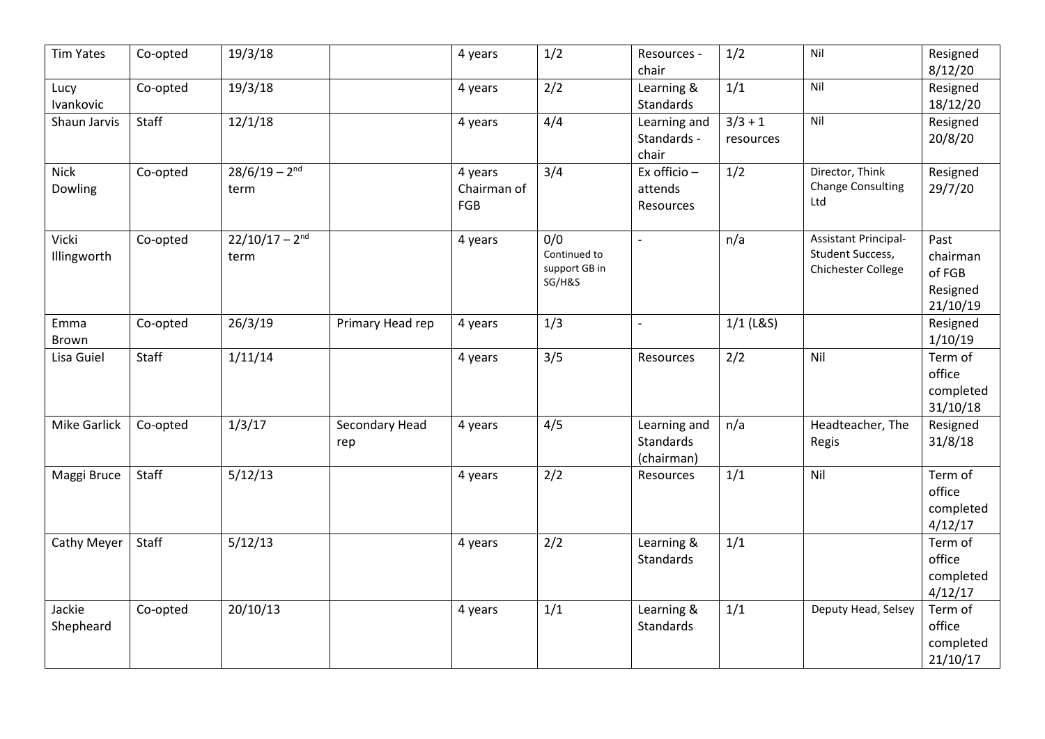| | | | | | | | | | |
|---|---|---|---|---|---|---|---|---|---|
| Tim Yates | Co-opted | 19/3/18 | | 4 years | 1/2 | Resources - chair | 1/2 | Nil | Resigned 8/12/20 |
| Lucy Ivankovic | Co-opted | 19/3/18 | | 4 years | 2/2 | Learning & Standards | 1/1 | Nil | Resigned 18/12/20 |
| Shaun Jarvis | Staff | 12/1/18 | | 4 years | 4/4 | Learning and Standards - chair | 3/3 + 1 resources | Nil | Resigned 20/8/20 |
| Nick Dowling | Co-opted | 28/6/19 – 2nd term | | 4 years Chairman of FGB | 3/4 | Ex officio – attends Resources | 1/2 | Director, Think Change Consulting Ltd | Resigned 29/7/20 |
| Vicki Illingworth | Co-opted | 22/10/17 – 2nd term | | 4 years | 0/0 Continued to support GB in SG/H&S | - | n/a | Assistant Principal-Student Success, Chichester College | Past chairman of FGB Resigned 21/10/19 |
| Emma Brown | Co-opted | 26/3/19 | Primary Head rep | 4 years | 1/3 | - | 1/1 (L&S) | | Resigned 1/10/19 |
| Lisa Guiel | Staff | 1/11/14 | | 4 years | 3/5 | Resources | 2/2 | Nil | Term of office completed 31/10/18 |
| Mike Garlick | Co-opted | 1/3/17 | Secondary Head rep | 4 years | 4/5 | Learning and Standards (chairman) | n/a | Headteacher, The Regis | Resigned 31/8/18 |
| Maggi Bruce | Staff | 5/12/13 | | 4 years | 2/2 | Resources | 1/1 | Nil | Term of office completed 4/12/17 |
| Cathy Meyer | Staff | 5/12/13 | | 4 years | 2/2 | Learning & Standards | 1/1 | | Term of office completed 4/12/17 |
| Jackie Shepheard | Co-opted | 20/10/13 | | 4 years | 1/1 | Learning & Standards | 1/1 | Deputy Head, Selsey | Term of office completed 21/10/17 |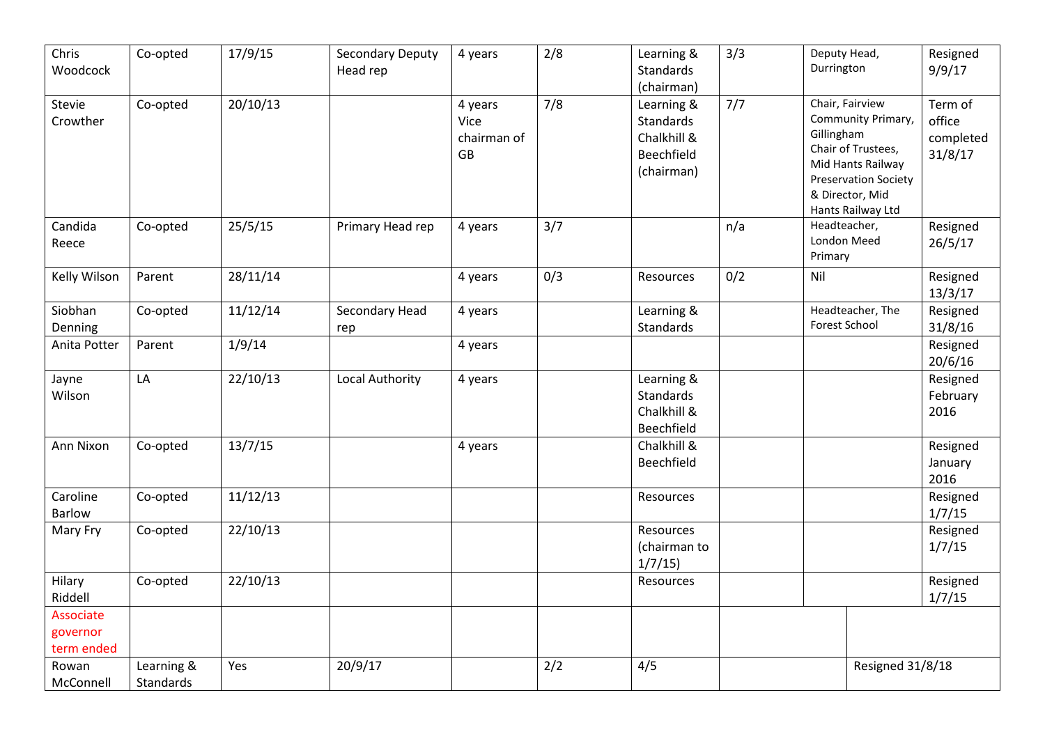| | | | | | | | | | |
|---|---|---|---|---|---|---|---|---|---|
| Chris Woodcock | Co-opted | 17/9/15 | Secondary Deputy Head rep | 4 years | 2/8 | Learning & Standards (chairman) | 3/3 | Deputy Head, Durrington | Resigned 9/9/17 |
| Stevie Crowther | Co-opted | 20/10/13 | | 4 years Vice chairman of GB | 7/8 | Learning & Standards Chalkhill & Beechfield (chairman) | 7/7 | Chair, Fairview Community Primary, Gillingham Chair of Trustees, Mid Hants Railway Preservation Society & Director, Mid Hants Railway Ltd | Term of office completed 31/8/17 |
| Candida Reece | Co-opted | 25/5/15 | Primary Head rep | 4 years | 3/7 | | n/a | Headteacher, London Meed Primary | Resigned 26/5/17 |
| Kelly Wilson | Parent | 28/11/14 | | 4 years | 0/3 | Resources | 0/2 | Nil | Resigned 13/3/17 |
| Siobhan Denning | Co-opted | 11/12/14 | Secondary Head rep | 4 years | | Learning & Standards | | Headteacher, The Forest School | Resigned 31/8/16 |
| Anita Potter | Parent | 1/9/14 | | 4 years | | | | | Resigned 20/6/16 |
| Jayne Wilson | LA | 22/10/13 | Local Authority | 4 years | | Learning & Standards Chalkhill & Beechfield | | | Resigned February 2016 |
| Ann Nixon | Co-opted | 13/7/15 | | 4 years | | Chalkhill & Beechfield | | | Resigned January 2016 |
| Caroline Barlow | Co-opted | 11/12/13 | | | | Resources | | | Resigned 1/7/15 |
| Mary Fry | Co-opted | 22/10/13 | | | | Resources (chairman to 1/7/15) | | | Resigned 1/7/15 |
| Hilary Riddell | Co-opted | 22/10/13 | | | | Resources | | | Resigned 1/7/15 |
| Associate governor term ended | | | | | | | | | |
| Rowan McConnell | Learning & Standards | Yes | 20/9/17 | | 2/2 | 4/5 | | | Resigned 31/8/18 |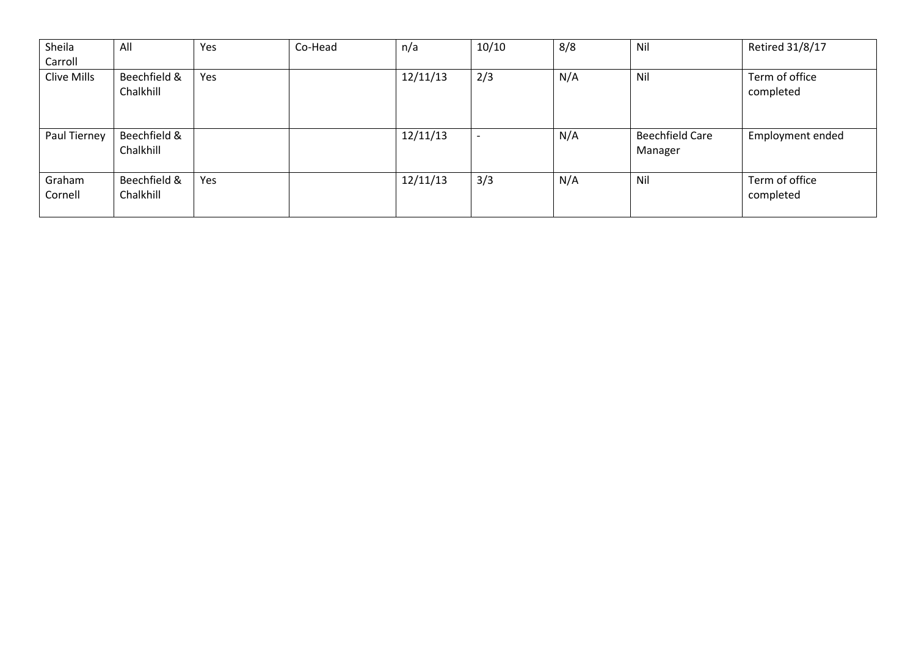| | | | | | | | | |
|---|---|---|---|---|---|---|---|---|
| Sheila Carroll | All | Yes | Co-Head | n/a | 10/10 | 8/8 | Nil | Retired 31/8/17 |
| Clive Mills | Beechfield & Chalkhill | Yes | | 12/11/13 | 2/3 | N/A | Nil | Term of office completed |
| Paul Tierney | Beechfield & Chalkhill | | | 12/11/13 | - | N/A | Beechfield Care Manager | Employment ended |
| Graham Cornell | Beechfield & Chalkhill | Yes | | 12/11/13 | 3/3 | N/A | Nil | Term of office completed |